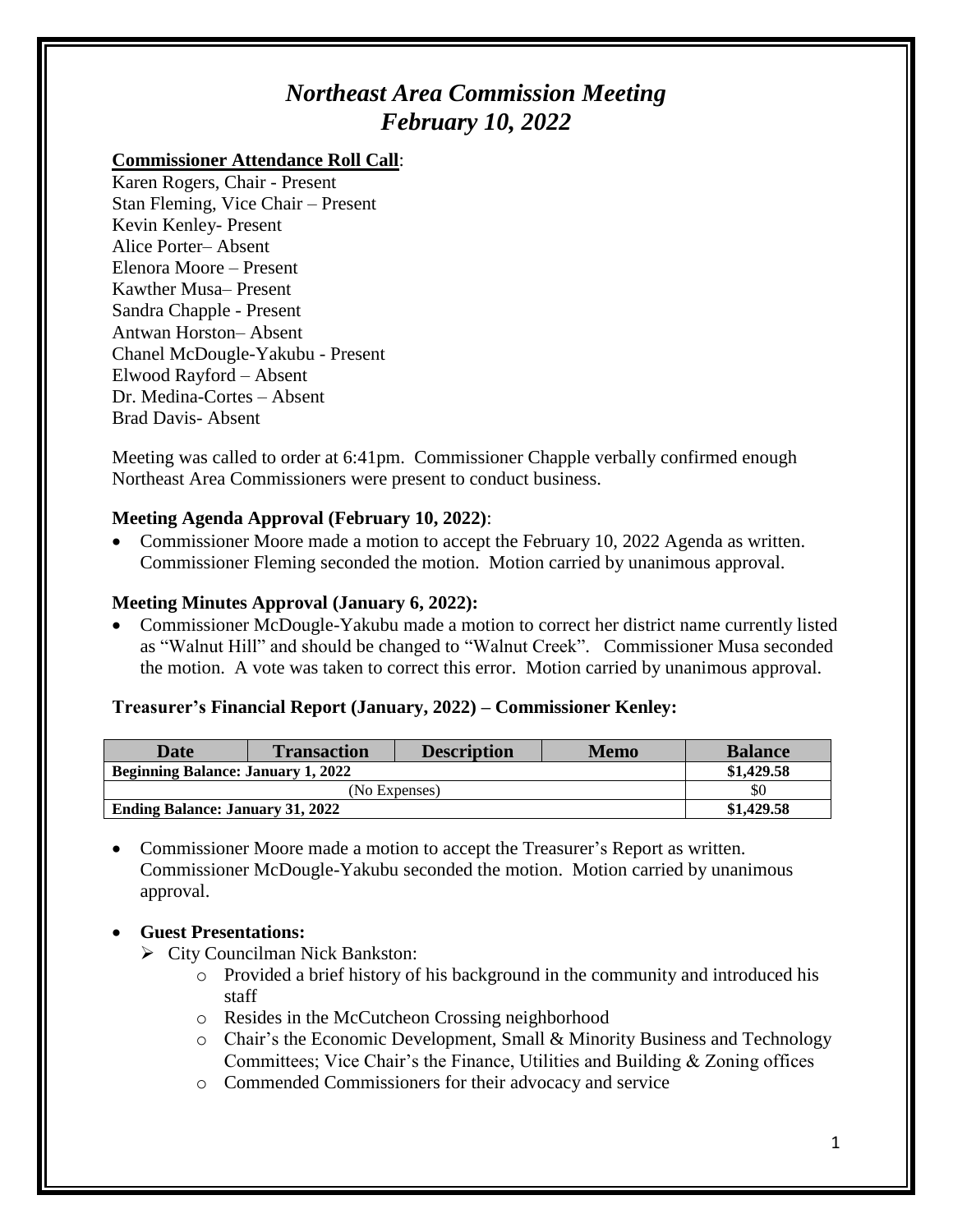# *Northeast Area Commission Meeting*
# *February 10, 2022*

**Commissioner Attendance Roll Call**:

Karen Rogers, Chair - Present
Stan Fleming, Vice Chair – Present
Kevin Kenley- Present
Alice Porter– Absent
Elenora Moore – Present
Kawther Musa– Present
Sandra Chapple - Present
Antwan Horston– Absent
Chanel McDougle-Yakubu - Present
Elwood Rayford – Absent
Dr. Medina-Cortes – Absent
Brad Davis- Absent

Meeting was called to order at 6:41pm. Commissioner Chapple verbally confirmed enough Northeast Area Commissioners were present to conduct business.

### Meeting Agenda Approval (February 10, 2022):

- Commissioner Moore made a motion to accept the February 10, 2022 Agenda as written. Commissioner Fleming seconded the motion. Motion carried by unanimous approval.

### Meeting Minutes Approval (January 6, 2022):

- Commissioner McDougle-Yakubu made a motion to correct her district name currently listed as "Walnut Hill" and should be changed to "Walnut Creek". Commissioner Musa seconded the motion. A vote was taken to correct this error. Motion carried by unanimous approval.

### Treasurer's Financial Report (January, 2022) – Commissioner Kenley:

| Date | Transaction | Description | Memo | Balance |
|---|---|---|---|---|
| **Beginning Balance: January 1, 2022** | | | | **$1,429.58** |
| (No Expenses) | | | | $0 |
| **Ending Balance: January 31, 2022** | | | | **$1,429.58** |

- Commissioner Moore made a motion to accept the Treasurer's Report as written. Commissioner McDougle-Yakubu seconded the motion. Motion carried by unanimous approval.

- **Guest Presentations:**
  - City Councilman Nick Bankston:
    - Provided a brief history of his background in the community and introduced his staff
    - Resides in the McCutcheon Crossing neighborhood
    - Chair's the Economic Development, Small & Minority Business and Technology Committees; Vice Chair's the Finance, Utilities and Building & Zoning offices
    - Commended Commissioners for their advocacy and service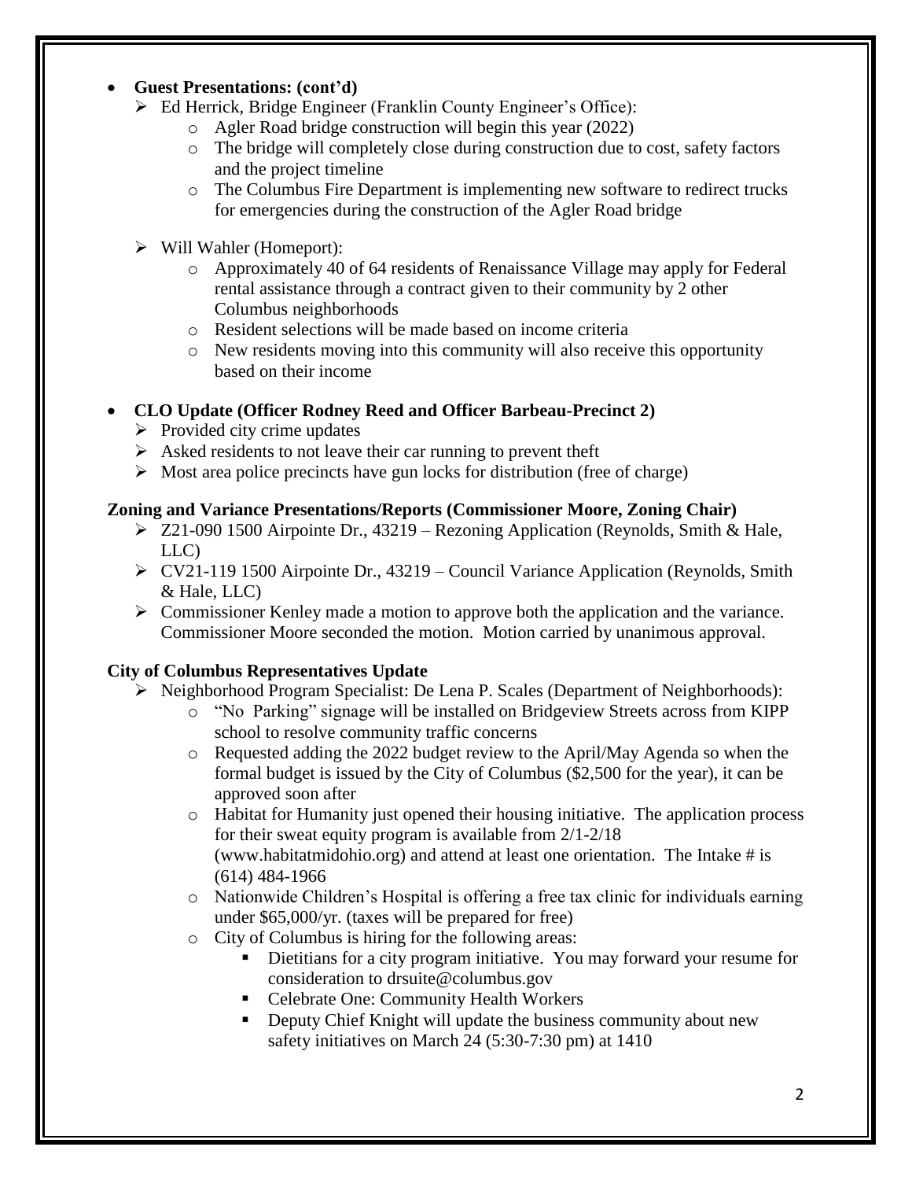- **Guest Presentations: (cont'd)**
  - Ed Herrick, Bridge Engineer (Franklin County Engineer's Office):
    - Agler Road bridge construction will begin this year (2022)
    - The bridge will completely close during construction due to cost, safety factors and the project timeline
    - The Columbus Fire Department is implementing new software to redirect trucks for emergencies during the construction of the Agler Road bridge
  - Will Wahler (Homeport):
    - Approximately 40 of 64 residents of Renaissance Village may apply for Federal rental assistance through a contract given to their community by 2 other Columbus neighborhoods
    - Resident selections will be made based on income criteria
    - New residents moving into this community will also receive this opportunity based on their income
- **CLO Update (Officer Rodney Reed and Officer Barbeau-Precinct 2)**
  - Provided city crime updates
  - Asked residents to not leave their car running to prevent theft
  - Most area police precincts have gun locks for distribution (free of charge)

**Zoning and Variance Presentations/Reports (Commissioner Moore, Zoning Chair)**

- Z21-090 1500 Airpointe Dr., 43219 – Rezoning Application (Reynolds, Smith & Hale, LLC)
- CV21-119 1500 Airpointe Dr., 43219 – Council Variance Application (Reynolds, Smith & Hale, LLC)
- Commissioner Kenley made a motion to approve both the application and the variance. Commissioner Moore seconded the motion. Motion carried by unanimous approval.

**City of Columbus Representatives Update**

- Neighborhood Program Specialist: De Lena P. Scales (Department of Neighborhoods):
  - "No Parking" signage will be installed on Bridgeview Streets across from KIPP school to resolve community traffic concerns
  - Requested adding the 2022 budget review to the April/May Agenda so when the formal budget is issued by the City of Columbus ($2,500 for the year), it can be approved soon after
  - Habitat for Humanity just opened their housing initiative. The application process for their sweat equity program is available from 2/1-2/18 (www.habitatmidohio.org) and attend at least one orientation. The Intake # is (614) 484-1966
  - Nationwide Children's Hospital is offering a free tax clinic for individuals earning under $65,000/yr. (taxes will be prepared for free)
  - City of Columbus is hiring for the following areas:
    - Dietitians for a city program initiative. You may forward your resume for consideration to drsuite@columbus.gov
    - Celebrate One: Community Health Workers
    - Deputy Chief Knight will update the business community about new safety initiatives on March 24 (5:30-7:30 pm) at 1410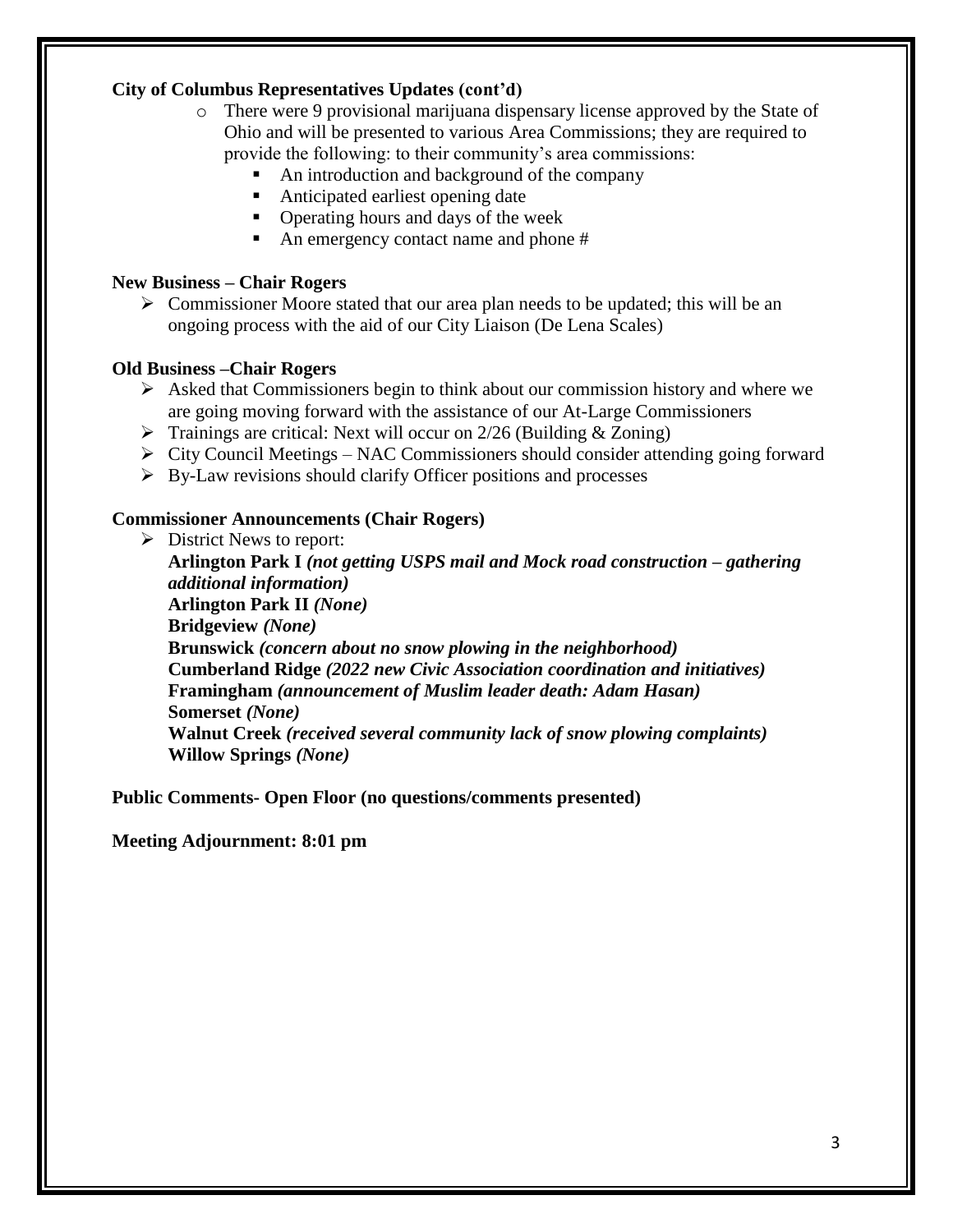**City of Columbus Representatives Updates (cont'd)**

- There were 9 provisional marijuana dispensary license approved by the State of Ohio and will be presented to various Area Commissions; they are required to provide the following: to their community's area commissions:
  - An introduction and background of the company
  - Anticipated earliest opening date
  - Operating hours and days of the week
  - An emergency contact name and phone #

**New Business – Chair Rogers**

- Commissioner Moore stated that our area plan needs to be updated; this will be an ongoing process with the aid of our City Liaison (De Lena Scales)

**Old Business –Chair Rogers**

- Asked that Commissioners begin to think about our commission history and where we are going moving forward with the assistance of our At-Large Commissioners
- Trainings are critical: Next will occur on 2/26 (Building & Zoning)
- City Council Meetings – NAC Commissioners should consider attending going forward
- By-Law revisions should clarify Officer positions and processes

**Commissioner Announcements (Chair Rogers)**

- District News to report:
  **Arlington Park I** ***(not getting USPS mail and Mock road construction – gathering additional information)***
  **Arlington Park II** ***(None)***
  **Bridgeview** ***(None)***
  **Brunswick** ***(concern about no snow plowing in the neighborhood)***
  **Cumberland Ridge** ***(2022 new Civic Association coordination and initiatives)***
  **Framingham** ***(announcement of Muslim leader death: Adam Hasan)***
  **Somerset** ***(None)***
  **Walnut Creek** ***(received several community lack of snow plowing complaints)***
  **Willow Springs** ***(None)***

**Public Comments- Open Floor (no questions/comments presented)**

**Meeting Adjournment: 8:01 pm**